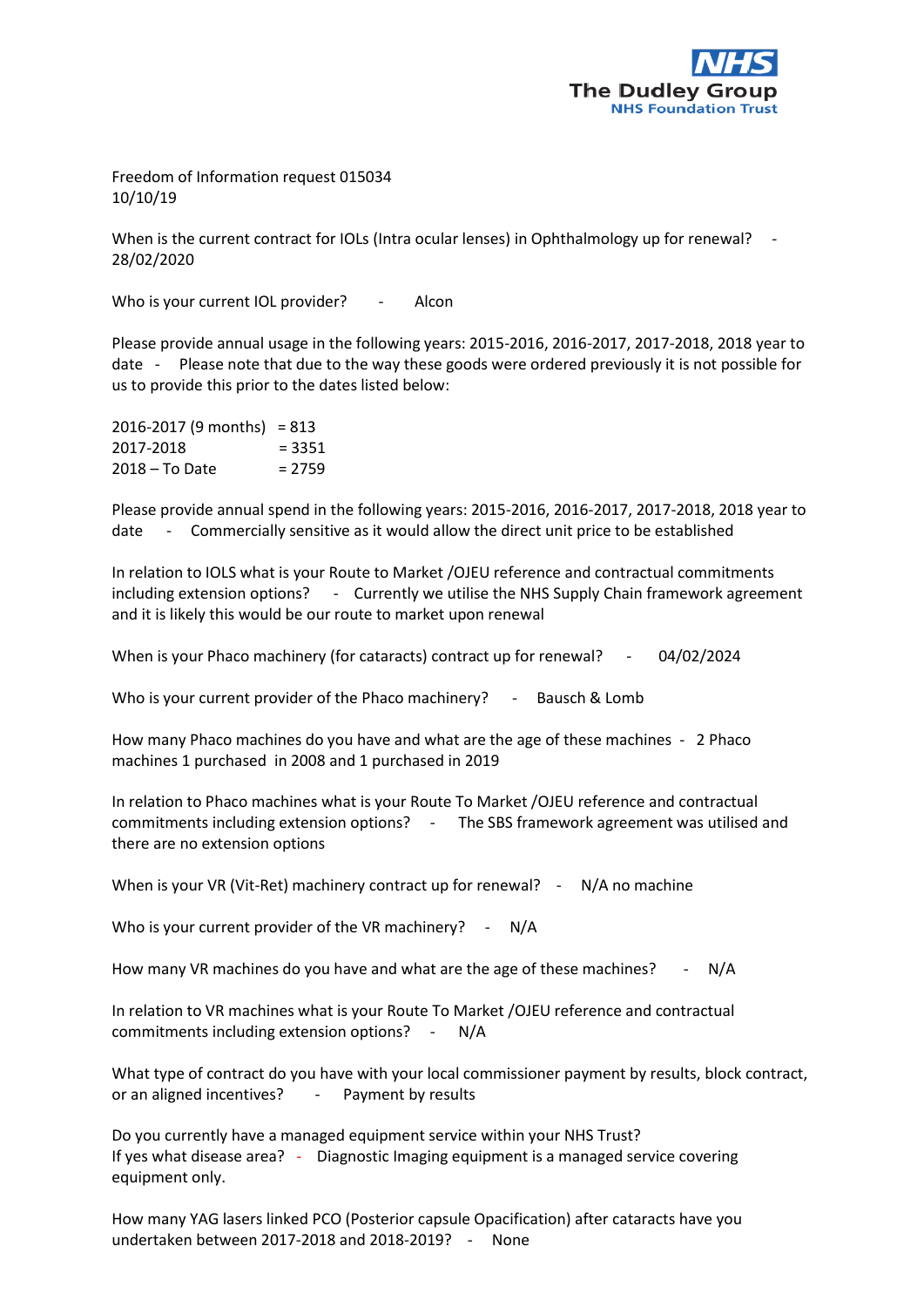The Dudley Group
NHS Foundation Trust

Freedom of Information request 015034
10/10/19

When is the current contract for IOLs (Intra ocular lenses) in Ophthalmology up for renewal? - 28/02/2020

Who is your current IOL provider? - Alcon

Please provide annual usage in the following years: 2015-2016, 2016-2017, 2017-2018, 2018 year to date - Please note that due to the way these goods were ordered previously it is not possible for us to provide this prior to the dates listed below:

2016-2017 (9 months) = 813
2017-2018 = 3351
2018 – To Date = 2759

Please provide annual spend in the following years: 2015-2016, 2016-2017, 2017-2018, 2018 year to date - Commercially sensitive as it would allow the direct unit price to be established

In relation to IOLS what is your Route to Market /OJEU reference and contractual commitments including extension options? - Currently we utilise the NHS Supply Chain framework agreement and it is likely this would be our route to market upon renewal

When is your Phaco machinery (for cataracts) contract up for renewal? - 04/02/2024

Who is your current provider of the Phaco machinery? - Bausch & Lomb

How many Phaco machines do you have and what are the age of these machines - 2 Phaco machines 1 purchased in 2008 and 1 purchased in 2019

In relation to Phaco machines what is your Route To Market /OJEU reference and contractual commitments including extension options? - The SBS framework agreement was utilised and there are no extension options

When is your VR (Vit-Ret) machinery contract up for renewal? - N/A no machine

Who is your current provider of the VR machinery? - N/A

How many VR machines do you have and what are the age of these machines? - N/A

In relation to VR machines what is your Route To Market /OJEU reference and contractual commitments including extension options? - N/A

What type of contract do you have with your local commissioner payment by results, block contract, or an aligned incentives? - Payment by results

Do you currently have a managed equipment service within your NHS Trust?
If yes what disease area? - Diagnostic Imaging equipment is a managed service covering equipment only.

How many YAG lasers linked PCO (Posterior capsule Opacification) after cataracts have you undertaken between 2017-2018 and 2018-2019? - None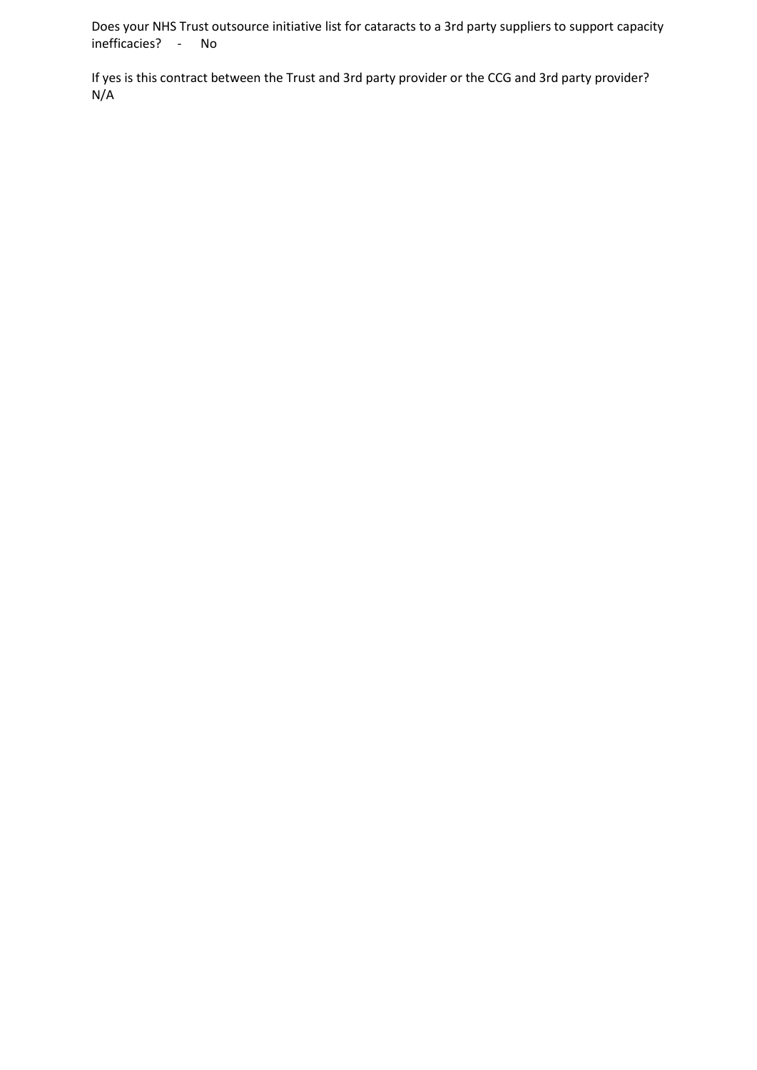Does your NHS Trust outsource initiative list for cataracts to a 3rd party suppliers to support capacity inefficacies? - No

If yes is this contract between the Trust and 3rd party provider or the CCG and 3rd party provider?
N/A